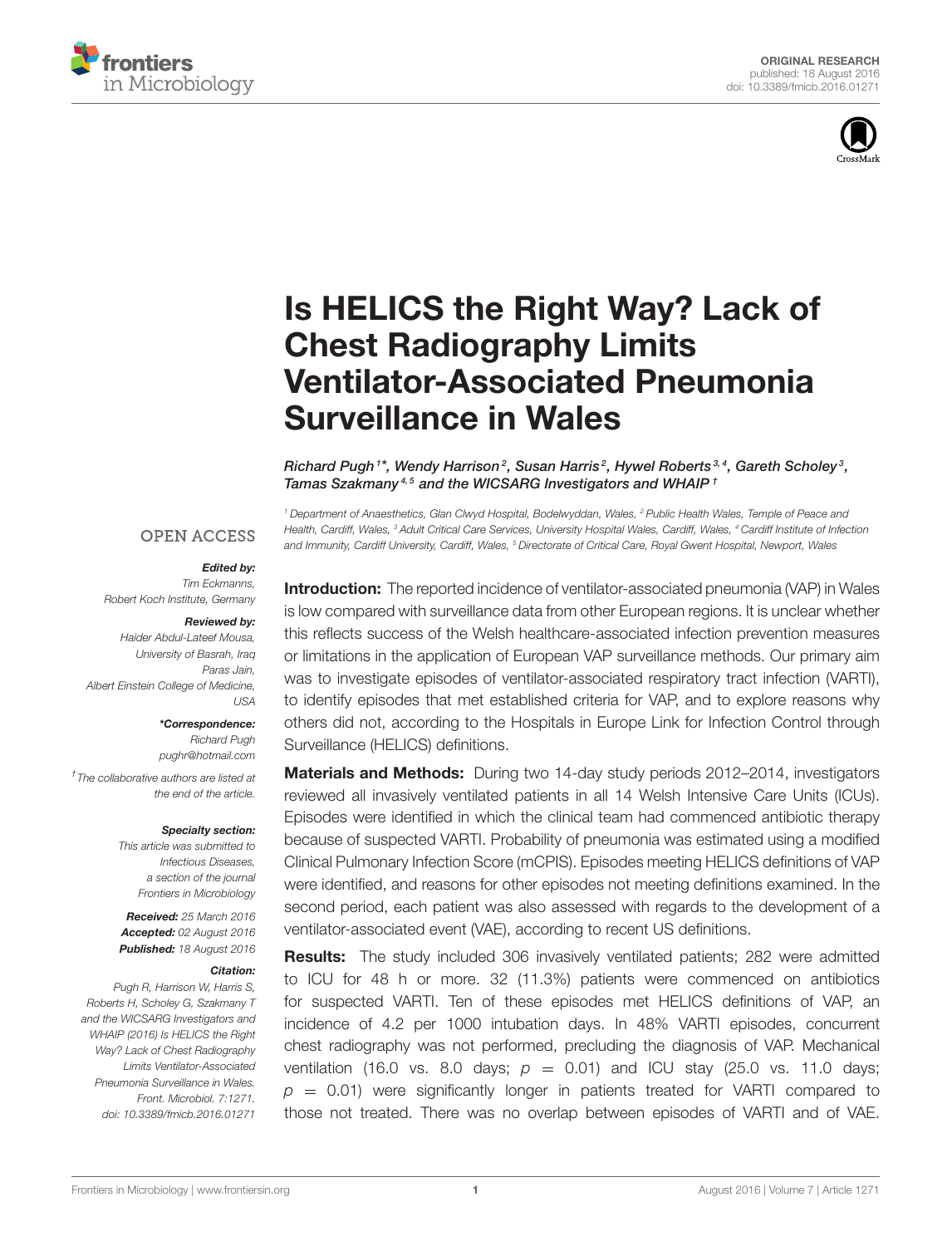ORIGINAL RESEARCH
published: 18 August 2016
doi: 10.3389/fmicb.2016.01271

# Is HELICS the Right Way? Lack of Chest Radiography Limits Ventilator-Associated Pneumonia Surveillance in Wales

*Richard Pugh[1]\*, Wendy Harrison[2], Susan Harris[2], Hywel Roberts[3,4], Gareth Scholey[3], Tamas Szakmany[4,5] and the WICSARG Investigators and WHAIP[†]*

[1] Department of Anaesthetics, Glan Clwyd Hospital, Bodelwyddan, Wales, [2] Public Health Wales, Temple of Peace and Health, Cardiff, Wales, [3] Adult Critical Care Services, University Hospital Wales, Cardiff, Wales, [4] Cardiff Institute of Infection and Immunity, Cardiff University, Cardiff, Wales, [5] Directorate of Critical Care, Royal Gwent Hospital, Newport, Wales

OPEN ACCESS

***Edited by:***
Tim Eckmanns,
Robert Koch Institute, Germany

***Reviewed by:***
Haider Abdul-Lateef Mousa,
University of Basrah, Iraq
Paras Jain,
Albert Einstein College of Medicine,
USA

***\*Correspondence:***
Richard Pugh
pughr@hotmail.com

[†] The collaborative authors are listed at the end of the article.

***Specialty section:***
This article was submitted to Infectious Diseases, a section of the journal Frontiers in Microbiology

***Received:*** 25 March 2016
***Accepted:*** 02 August 2016
***Published:*** 18 August 2016

***Citation:***
Pugh R, Harrison W, Harris S, Roberts H, Scholey G, Szakmany T and the WICSARG Investigators and WHAIP (2016) Is HELICS the Right Way? Lack of Chest Radiography Limits Ventilator-Associated Pneumonia Surveillance in Wales. Front. Microbiol. 7:1271. doi: 10.3389/fmicb.2016.01271

**Introduction:** The reported incidence of ventilator-associated pneumonia (VAP) in Wales is low compared with surveillance data from other European regions. It is unclear whether this reflects success of the Welsh healthcare-associated infection prevention measures or limitations in the application of European VAP surveillance methods. Our primary aim was to investigate episodes of ventilator-associated respiratory tract infection (VARTI), to identify episodes that met established criteria for VAP, and to explore reasons why others did not, according to the Hospitals in Europe Link for Infection Control through Surveillance (HELICS) definitions.

**Materials and Methods:** During two 14-day study periods 2012–2014, investigators reviewed all invasively ventilated patients in all 14 Welsh Intensive Care Units (ICUs). Episodes were identified in which the clinical team had commenced antibiotic therapy because of suspected VARTI. Probability of pneumonia was estimated using a modified Clinical Pulmonary Infection Score (mCPIS). Episodes meeting HELICS definitions of VAP were identified, and reasons for other episodes not meeting definitions examined. In the second period, each patient was also assessed with regards to the development of a ventilator-associated event (VAE), according to recent US definitions.

**Results:** The study included 306 invasively ventilated patients; 282 were admitted to ICU for 48 h or more. 32 (11.3%) patients were commenced on antibiotics for suspected VARTI. Ten of these episodes met HELICS definitions of VAP, an incidence of 4.2 per 1000 intubation days. In 48% VARTI episodes, concurrent chest radiography was not performed, precluding the diagnosis of VAP. Mechanical ventilation (16.0 vs. 8.0 days; $p = 0.01$) and ICU stay (25.0 vs. 11.0 days; $p = 0.01$) were significantly longer in patients treated for VARTI compared to those not treated. There was no overlap between episodes of VARTI and of VAE.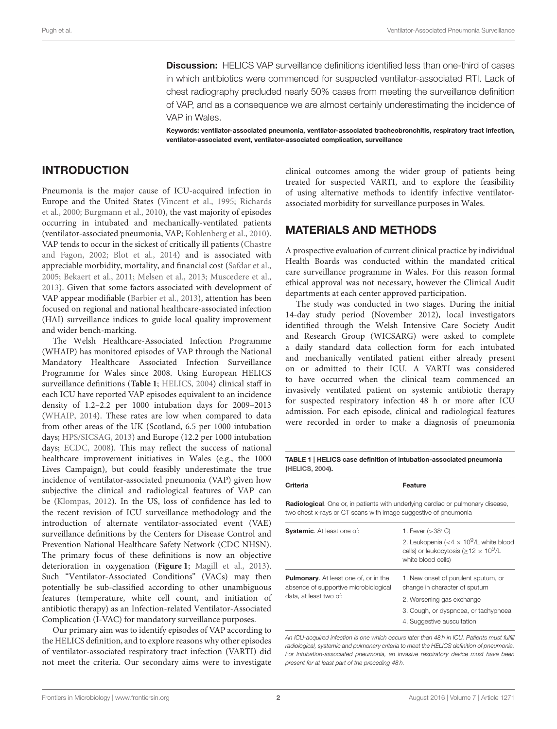**Discussion:** HELICS VAP surveillance definitions identified less than one-third of cases in which antibiotics were commenced for suspected ventilator-associated RTI. Lack of chest radiography precluded nearly 50% cases from meeting the surveillance definition of VAP, and as a consequence we are almost certainly underestimating the incidence of VAP in Wales.

**Keywords: ventilator-associated pneumonia, ventilator-associated tracheobronchitis, respiratory tract infection, ventilator-associated event, ventilator-associated complication, surveillance**

## INTRODUCTION

Pneumonia is the major cause of ICU-acquired infection in Europe and the United States (Vincent et al., 1995; Richards et al., 2000; Burgmann et al., 2010), the vast majority of episodes occurring in intubated and mechanically-ventilated patients (ventilator-associated pneumonia, VAP; Kohlenberg et al., 2010). VAP tends to occur in the sickest of critically ill patients (Chastre and Fagon, 2002; Blot et al., 2014) and is associated with appreciable morbidity, mortality, and financial cost (Safdar et al., 2005; Bekaert et al., 2011; Melsen et al., 2013; Muscedere et al., 2013). Given that some factors associated with development of VAP appear modifiable (Barbier et al., 2013), attention has been focused on regional and national healthcare-associated infection (HAI) surveillance indices to guide local quality improvement and wider bench-marking.

The Welsh Healthcare-Associated Infection Programme (WHAIP) has monitored episodes of VAP through the National Mandatory Healthcare Associated Infection Surveillance Programme for Wales since 2008. Using European HELICS surveillance definitions (**Table 1**; HELICS, 2004) clinical staff in each ICU have reported VAP episodes equivalent to an incidence density of 1.2–2.2 per 1000 intubation days for 2009–2013 (WHAIP, 2014). These rates are low when compared to data from other areas of the UK (Scotland, 6.5 per 1000 intubation days; HPS/SICSAG, 2013) and Europe (12.2 per 1000 intubation days; ECDC, 2008). This may reflect the success of national healthcare improvement initiatives in Wales (e.g., the 1000 Lives Campaign), but could feasibly underestimate the true incidence of ventilator-associated pneumonia (VAP) given how subjective the clinical and radiological features of VAP can be (Klompas, 2012). In the US, loss of confidence has led to the recent revision of ICU surveillance methodology and the introduction of alternate ventilator-associated event (VAE) surveillance definitions by the Centers for Disease Control and Prevention National Healthcare Safety Network (CDC NHSN). The primary focus of these definitions is now an objective deterioration in oxygenation (**Figure 1**; Magill et al., 2013). Such "Ventilator-Associated Conditions" (VACs) may then potentially be sub-classified according to other unambiguous features (temperature, white cell count, and initiation of antibiotic therapy) as an Infection-related Ventilator-Associated Complication (I-VAC) for mandatory surveillance purposes.

Our primary aim was to identify episodes of VAP according to the HELICS definition, and to explore reasons why other episodes of ventilator-associated respiratory tract infection (VARTI) did not meet the criteria. Our secondary aims were to investigate clinical outcomes among the wider group of patients being treated for suspected VARTI, and to explore the feasibility of using alternative methods to identify infective ventilator-associated morbidity for surveillance purposes in Wales.

## MATERIALS AND METHODS

A prospective evaluation of current clinical practice by individual Health Boards was conducted within the mandated critical care surveillance programme in Wales. For this reason formal ethical approval was not necessary, however the Clinical Audit departments at each center approved participation.

The study was conducted in two stages. During the initial 14-day study period (November 2012), local investigators identified through the Welsh Intensive Care Society Audit and Research Group (WICSARG) were asked to complete a daily standard data collection form for each intubated and mechanically ventilated patient either already present on or admitted to their ICU. A VARTI was considered to have occurred when the clinical team commenced an invasively ventilated patient on systemic antibiotic therapy for suspected respiratory infection 48 h or more after ICU admission. For each episode, clinical and radiological features were recorded in order to make a diagnosis of pneumonia

**TABLE 1 | HELICS case definition of intubation-associated pneumonia (HELICS, 2004).**

| Criteria | Feature |
|---|---|
| **Radiological**. One or, in patients with underlying cardiac or pulmonary disease, two chest x-rays or CT scans with image suggestive of pneumonia | |
| **Systemic**. At least one of: | 1. Fever (>38°C) |
| | 2. Leukopenia ($<4 \times 10^9$/L white blood cells) or leukocytosis ($\geq 12 \times 10^9$/L white blood cells) |
| **Pulmonary**. At least one of, or in the absence of supportive microbiological data, at least two of: | 1. New onset of purulent sputum, or change in character of sputum |
| | 2. Worsening gas exchange |
| | 3. Cough, or dyspnoea, or tachypnoea |
| | 4. Suggestive auscultation |

*An ICU-acquired infection is one which occurs later than 48 h in ICU. Patients must fulfill radiological, systemic and pulmonary criteria to meet the HELICS definition of pneumonia. For Intubation-associated pneumonia, an invasive respiratory device must have been present for at least part of the preceding 48 h.*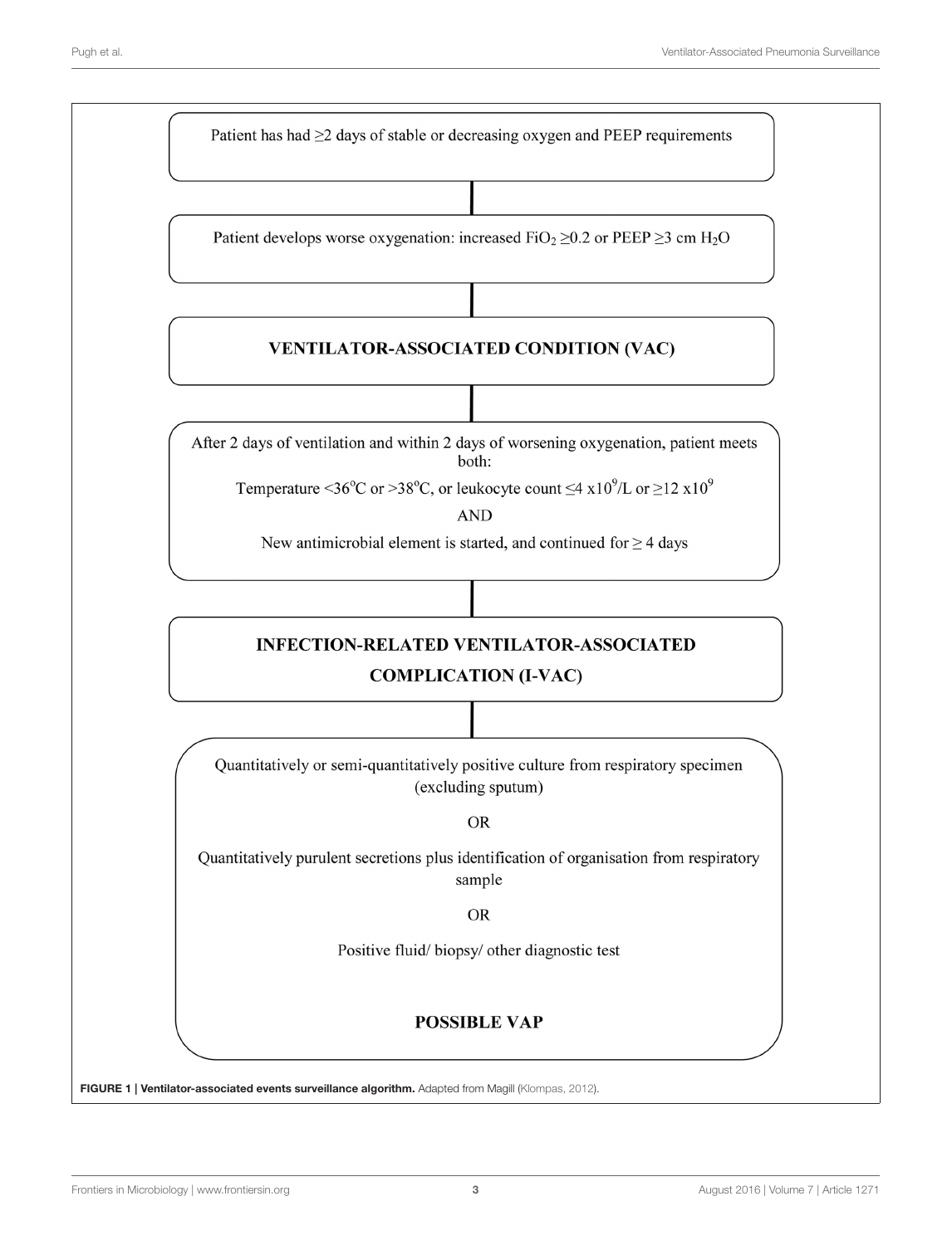Patient has had ≥2 days of stable or decreasing oxygen and PEEP requirements

Patient develops worse oxygenation: increased $FiO_2$ ≥0.2 or PEEP ≥3 cm $H_2O$

**VENTILATOR-ASSOCIATED CONDITION (VAC)**

After 2 days of ventilation and within 2 days of worsening oxygenation, patient meets both:

Temperature <36°C or >38°C, or leukocyte count ≤4 $x10^9$/L or ≥12 $x10^9$

AND

New antimicrobial element is started, and continued for ≥ 4 days

**INFECTION-RELATED VENTILATOR-ASSOCIATED COMPLICATION (I-VAC)**

Quantitatively or semi-quantitatively positive culture from respiratory specimen (excluding sputum)

OR

Quantitatively purulent secretions plus identification of organisation from respiratory sample

OR

Positive fluid/ biopsy/ other diagnostic test

**POSSIBLE VAP**

**FIGURE 1 | Ventilator-associated events surveillance algorithm.** Adapted from Magill (Klompas, 2012).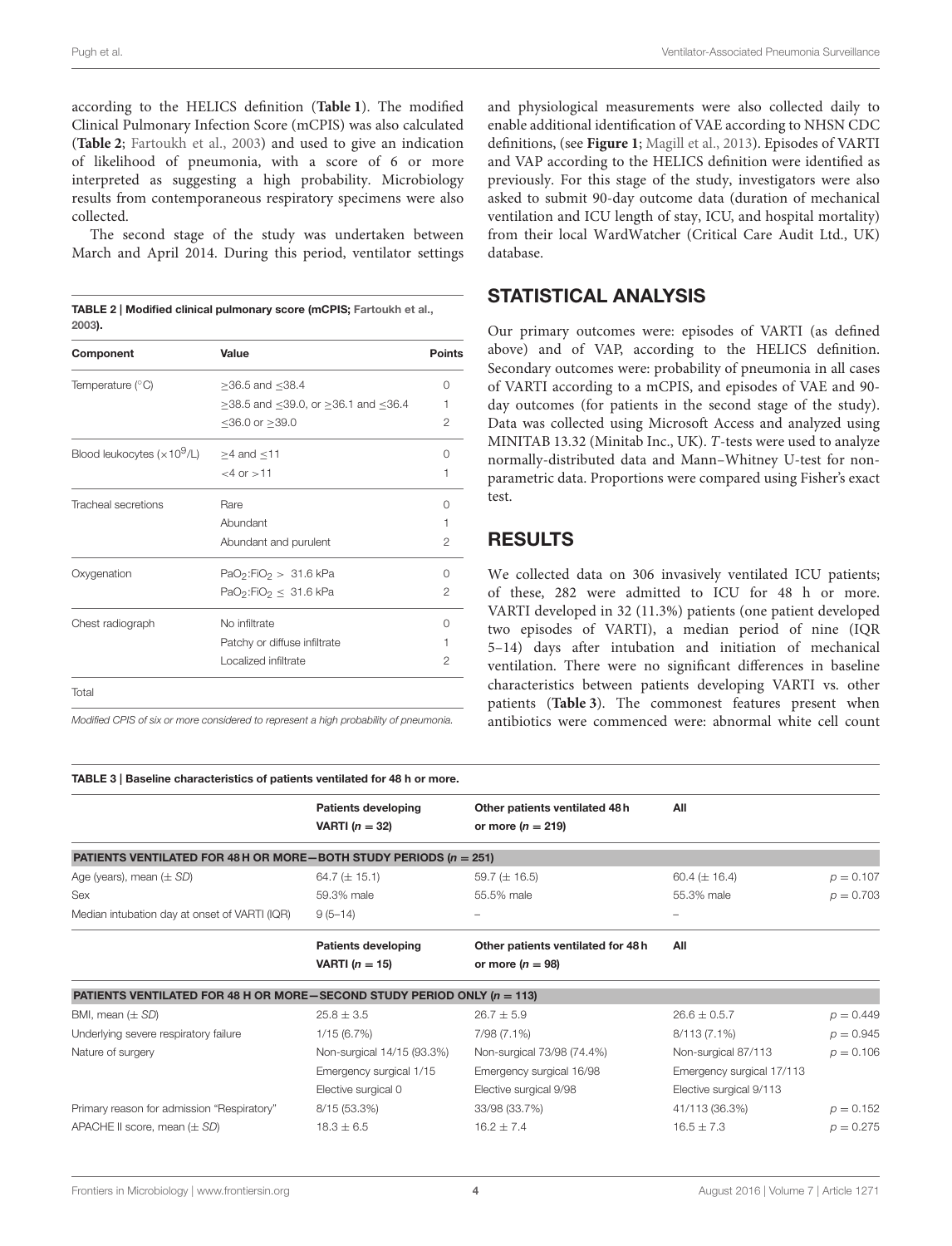according to the HELICS definition (**Table 1**). The modified Clinical Pulmonary Infection Score (mCPIS) was also calculated (**Table 2**; Fartoukh et al., 2003) and used to give an indication of likelihood of pneumonia, with a score of 6 or more interpreted as suggesting a high probability. Microbiology results from contemporaneous respiratory specimens were also collected.

The second stage of the study was undertaken between March and April 2014. During this period, ventilator settings and physiological measurements were also collected daily to enable additional identification of VAE according to NHSN CDC definitions, (see **Figure 1**; Magill et al., 2013). Episodes of VARTI and VAP according to the HELICS definition were identified as previously. For this stage of the study, investigators were also asked to submit 90-day outcome data (duration of mechanical ventilation and ICU length of stay, ICU, and hospital mortality) from their local WardWatcher (Critical Care Audit Ltd., UK) database.

**TABLE 2 | Modified clinical pulmonary score (mCPIS; Fartoukh et al., 2003).**

| Component | Value | Points |
|---|---|---|
| Temperature (°C) | ≥36.5 and ≤38.4 | 0 |
| | ≥38.5 and ≤39.0, or ≥36.1 and ≤36.4 | 1 |
| | ≤36.0 or ≥39.0 | 2 |
| Blood leukocytes ($\times 10^9$/L) | ≥4 and ≤11 | 0 |
| | <4 or >11 | 1 |
| Tracheal secretions | Rare | 0 |
| | Abundant | 1 |
| | Abundant and purulent | 2 |
| Oxygenation | $PaO_2$:$FiO_2$ > 31.6 kPa | 0 |
| | $PaO_2$:$FiO_2$ ≤ 31.6 kPa | 2 |
| Chest radiograph | No infiltrate | 0 |
| | Patchy or diffuse infiltrate | 1 |
| | Localized infiltrate | 2 |
| Total | | |

*Modified CPIS of six or more considered to represent a high probability of pneumonia.*

## STATISTICAL ANALYSIS

Our primary outcomes were: episodes of VARTI (as defined above) and of VAP, according to the HELICS definition. Secondary outcomes were: probability of pneumonia in all cases of VARTI according to a mCPIS, and episodes of VAE and 90-day outcomes (for patients in the second stage of the study). Data was collected using Microsoft Access and analyzed using MINITAB 13.32 (Minitab Inc., UK). *T*-tests were used to analyze normally-distributed data and Mann–Whitney U-test for non-parametric data. Proportions were compared using Fisher's exact test.

## RESULTS

We collected data on 306 invasively ventilated ICU patients; of these, 282 were admitted to ICU for 48 h or more. VARTI developed in 32 (11.3%) patients (one patient developed two episodes of VARTI), a median period of nine (IQR 5–14) days after intubation and initiation of mechanical ventilation. There were no significant differences in baseline characteristics between patients developing VARTI vs. other patients (**Table 3**). The commonest features present when antibiotics were commenced were: abnormal white cell count

**TABLE 3 | Baseline characteristics of patients ventilated for 48 h or more.**

| | Patients developing VARTI ($n = 32$) | Other patients ventilated 48 h or more ($n = 219$) | All | |
|---|---|---|---|---|
| **PATIENTS VENTILATED FOR 48 H OR MORE—BOTH STUDY PERIODS ($n = 251$)** | | | | |
| Age (years), mean (± *SD*) | 64.7 (± 15.1) | 59.7 (± 16.5) | 60.4 (± 16.4) | $p = 0.107$ |
| Sex | 59.3% male | 55.5% male | 55.3% male | $p = 0.703$ |
| Median intubation day at onset of VARTI (IQR) | 9 (5–14) | – | – | |
| | **Patients developing VARTI ($n = 15$)** | **Other patients ventilated for 48 h or more ($n = 98$)** | **All** | |
| **PATIENTS VENTILATED FOR 48 H OR MORE—SECOND STUDY PERIOD ONLY ($n = 113$)** | | | | |
| BMI, mean (± *SD*) | 25.8 ± 3.5 | 26.7 ± 5.9 | 26.6 ± 0.5.7 | $p = 0.449$ |
| Underlying severe respiratory failure | 1/15 (6.7%) | 7/98 (7.1%) | 8/113 (7.1%) | $p = 0.945$ |
| Nature of surgery | Non-surgical 14/15 (93.3%) | Non-surgical 73/98 (74.4%) | Non-surgical 87/113 | $p = 0.106$ |
| | Emergency surgical 1/15 | Emergency surgical 16/98 | Emergency surgical 17/113 | |
| | Elective surgical 0 | Elective surgical 9/98 | Elective surgical 9/113 | |
| Primary reason for admission "Respiratory" | 8/15 (53.3%) | 33/98 (33.7%) | 41/113 (36.3%) | $p = 0.152$ |
| APACHE II score, mean (± *SD*) | 18.3 ± 6.5 | 16.2 ± 7.4 | 16.5 ± 7.3 | $p = 0.275$ |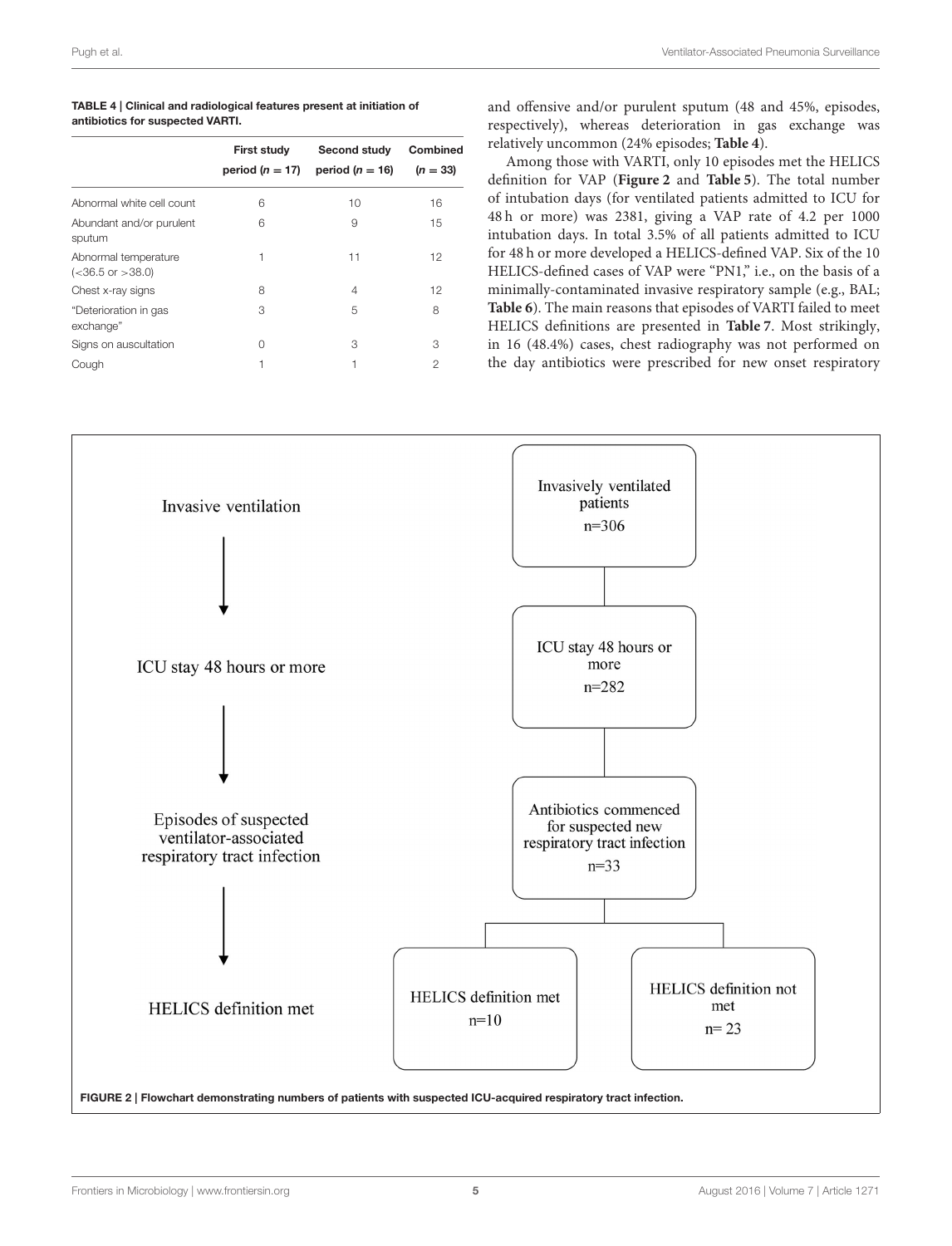**TABLE 4 | Clinical and radiological features present at initiation of antibiotics for suspected VARTI.**

| | First study period ($n = 17$) | Second study period ($n = 16$) | Combined ($n = 33$) |
|---|---|---|---|
| Abnormal white cell count | 6 | 10 | 16 |
| Abundant and/or purulent sputum | 6 | 9 | 15 |
| Abnormal temperature (<36.5 or >38.0) | 1 | 11 | 12 |
| Chest x-ray signs | 8 | 4 | 12 |
| "Deterioration in gas exchange" | 3 | 5 | 8 |
| Signs on auscultation | 0 | 3 | 3 |
| Cough | 1 | 1 | 2 |

and offensive and/or purulent sputum (48 and 45%, episodes, respectively), whereas deterioration in gas exchange was relatively uncommon (24% episodes; **Table 4**).

Among those with VARTI, only 10 episodes met the HELICS definition for VAP (**Figure 2** and **Table 5**). The total number of intubation days (for ventilated patients admitted to ICU for 48 h or more) was 2381, giving a VAP rate of 4.2 per 1000 intubation days. In total 3.5% of all patients admitted to ICU for 48 h or more developed a HELICS-defined VAP. Six of the 10 HELICS-defined cases of VAP were "PN1," i.e., on the basis of a minimally-contaminated invasive respiratory sample (e.g., BAL; **Table 6**). The main reasons that episodes of VARTI failed to meet HELICS definitions are presented in **Table 7**. Most strikingly, in 16 (48.4%) cases, chest radiography was not performed on the day antibiotics were prescribed for new onset respiratory

Invasive ventilation → ICU stay 48 hours or more → Episodes of suspected ventilator-associated respiratory tract infection → HELICS definition met

Invasively ventilated patients n=306 → ICU stay 48 hours or more n=282 → Antibiotics commenced for suspected new respiratory tract infection n=33 → HELICS definition met n=10; HELICS definition not met n= 23

**FIGURE 2 | Flowchart demonstrating numbers of patients with suspected ICU-acquired respiratory tract infection.**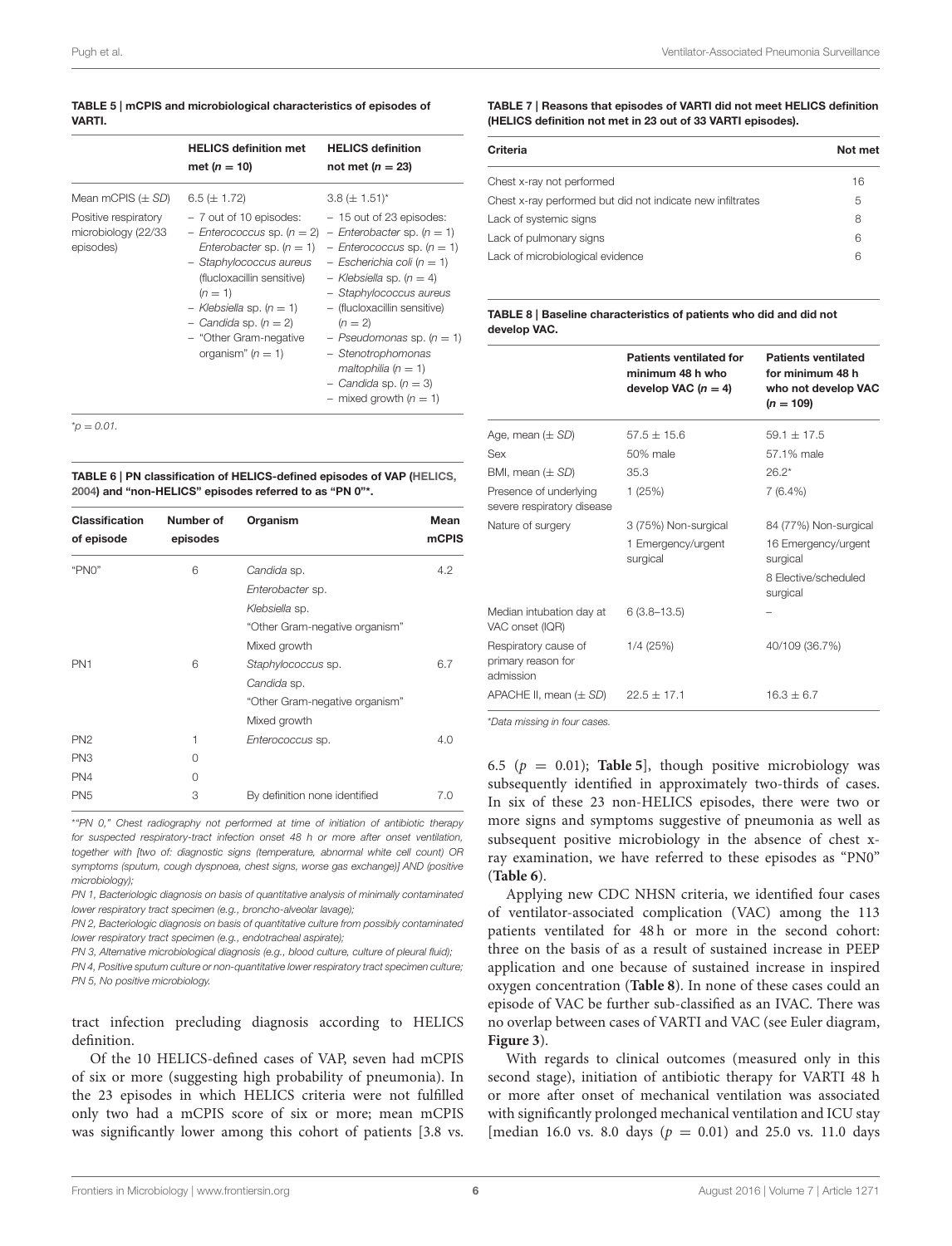**TABLE 5 | mCPIS and microbiological characteristics of episodes of VARTI.**

| | HELICS definition met met ($n = 10$) | HELICS definition not met ($n = 23$) |
|---|---|---|
| Mean mCPIS ($\pm$ *SD*) | 6.5 ($\pm$ 1.72) | 3.8 ($\pm$ 1.51)* |
| Positive respiratory microbiology (22/33 episodes) | – 7 out of 10 episodes: – *Enterococcus* sp. ($n = 2$) *Enterobacter* sp. ($n = 1$) – *Staphylococcus aureus* (flucloxacillin sensitive) ($n = 1$) – *Klebsiella* sp. ($n = 1$) – *Candida* sp. ($n = 2$) – "Other Gram-negative organism" ($n = 1$) | – 15 out of 23 episodes: – *Enterobacter* sp. ($n = 1$) – *Enterococcus* sp. ($n = 1$) – *Escherichia coli* ($n = 1$) – *Klebsiella* sp. ($n = 4$) – *Staphylococcus aureus* – (flucloxacillin sensitive) ($n = 2$) – *Pseudomonas* sp. ($n = 1$) – *Stenotrophomonas maltophilia* ($n = 1$) – *Candida* sp. ($n = 3$) – mixed growth ($n = 1$) |

*$p = 0.01$.

**TABLE 6 | PN classification of HELICS-defined episodes of VAP (HELICS, 2004) and "non-HELICS" episodes referred to as "PN 0"*.**

| Classification of episode | Number of episodes | Organism | Mean mCPIS |
|---|---|---|---|
| "PN0" | 6 | *Candida* sp. | 4.2 |
| | | *Enterobacter* sp. | |
| | | *Klebsiella* sp. | |
| | | "Other Gram-negative organism" | |
| | | Mixed growth | |
| PN1 | 6 | *Staphylococcus* sp. | 6.7 |
| | | *Candida* sp. | |
| | | "Other Gram-negative organism" | |
| | | Mixed growth | |
| PN2 | 1 | *Enterococcus* sp. | 4.0 |
| PN3 | 0 | | |
| PN4 | 0 | | |
| PN5 | 3 | By definition none identified | 7.0 |

*"PN 0," Chest radiography not performed at time of initiation of antibiotic therapy for suspected respiratory-tract infection onset 48 h or more after onset ventilation, together with [two of: diagnostic signs (temperature, abnormal white cell count) OR symptoms (sputum, cough dyspnoea, chest signs, worse gas exchange)] AND (positive microbiology);

PN 1, Bacteriologic diagnosis on basis of quantitative analysis of minimally contaminated lower respiratory tract specimen (e.g., broncho-alveolar lavage);

PN 2, Bacteriologic diagnosis on basis of quantitative culture from possibly contaminated lower respiratory tract specimen (e.g., endotracheal aspirate);

PN 3, Alternative microbiological diagnosis (e.g., blood culture, culture of pleural fluid);

PN 4, Positive sputum culture or non-quantitative lower respiratory tract specimen culture;

PN 5, No positive microbiology.

tract infection precluding diagnosis according to HELICS definition.

Of the 10 HELICS-defined cases of VAP, seven had mCPIS of six or more (suggesting high probability of pneumonia). In the 23 episodes in which HELICS criteria were not fulfilled only two had a mCPIS score of six or more; mean mCPIS was significantly lower among this cohort of patients [3.8 vs. 6.5 ($p = 0.01$); **Table 5**], though positive microbiology was subsequently identified in approximately two-thirds of cases. In six of these 23 non-HELICS episodes, there were two or more signs and symptoms suggestive of pneumonia as well as subsequent positive microbiology in the absence of chest x-ray examination, we have referred to these episodes as "PN0" (**Table 6**).

**TABLE 7 | Reasons that episodes of VARTI did not meet HELICS definition (HELICS definition not met in 23 out of 33 VARTI episodes).**

| Criteria | Not met |
|---|---|
| Chest x-ray not performed | 16 |
| Chest x-ray performed but did not indicate new infiltrates | 5 |
| Lack of systemic signs | 8 |
| Lack of pulmonary signs | 6 |
| Lack of microbiological evidence | 6 |

**TABLE 8 | Baseline characteristics of patients who did and did not develop VAC.**

| | Patients ventilated for minimum 48 h who develop VAC ($n = 4$) | Patients ventilated for minimum 48 h who not develop VAC ($n = 109$) |
|---|---|---|
| Age, mean ($\pm$ *SD*) | 57.5 $\pm$ 15.6 | 59.1 $\pm$ 17.5 |
| Sex | 50% male | 57.1% male |
| BMI, mean ($\pm$ *SD*) | 35.3 | 26.2* |
| Presence of underlying severe respiratory disease | 1 (25%) | 7 (6.4%) |
| Nature of surgery | 3 (75%) Non-surgical | 84 (77%) Non-surgical |
| | 1 Emergency/urgent surgical | 16 Emergency/urgent surgical |
| | | 8 Elective/scheduled surgical |
| Median intubation day at VAC onset (IQR) | 6 (3.8–13.5) | – |
| Respiratory cause of primary reason for admission | 1/4 (25%) | 40/109 (36.7%) |
| APACHE II, mean ($\pm$ *SD*) | 22.5 $\pm$ 17.1 | 16.3 $\pm$ 6.7 |

*Data missing in four cases.

Applying new CDC NHSN criteria, we identified four cases of ventilator-associated complication (VAC) among the 113 patients ventilated for 48 h or more in the second cohort: three on the basis of as a result of sustained increase in PEEP application and one because of sustained increase in inspired oxygen concentration (**Table 8**). In none of these cases could an episode of VAC be further sub-classified as an IVAC. There was no overlap between cases of VARTI and VAC (see Euler diagram, **Figure 3**).

With regards to clinical outcomes (measured only in this second stage), initiation of antibiotic therapy for VARTI 48 h or more after onset of mechanical ventilation was associated with significantly prolonged mechanical ventilation and ICU stay [median 16.0 vs. 8.0 days ($p = 0.01$) and 25.0 vs. 11.0 days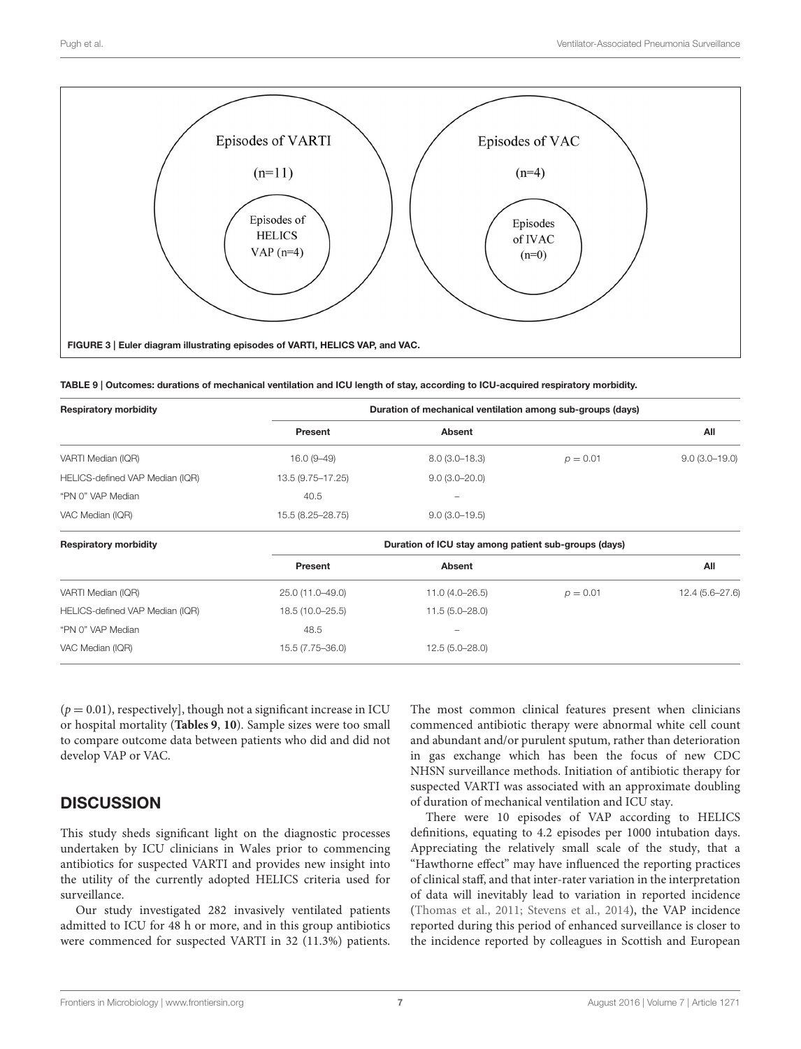FIGURE 3 | Euler diagram illustrating episodes of VARTI, HELICS VAP, and VAC.

TABLE 9 | Outcomes: durations of mechanical ventilation and ICU length of stay, according to ICU-acquired respiratory morbidity.

| Respiratory morbidity | Duration of mechanical ventilation among sub-groups (days) | | | |
|---|---|---|---|---|
| | **Present** | **Absent** | | **All** |
| VARTI Median (IQR) | 16.0 (9–49) | 8.0 (3.0–18.3) | $p = 0.01$ | 9.0 (3.0–19.0) |
| HELICS-defined VAP Median (IQR) | 13.5 (9.75–17.25) | 9.0 (3.0–20.0) | | |
| "PN 0" VAP Median | 40.5 | – | | |
| VAC Median (IQR) | 15.5 (8.25–28.75) | 9.0 (3.0–19.5) | | |
| **Respiratory morbidity** | **Duration of ICU stay among patient sub-groups (days)** | | | |
| | **Present** | **Absent** | | **All** |
| VARTI Median (IQR) | 25.0 (11.0–49.0) | 11.0 (4.0–26.5) | $p = 0.01$ | 12.4 (5.6–27.6) |
| HELICS-defined VAP Median (IQR) | 18.5 (10.0–25.5) | 11.5 (5.0–28.0) | | |
| "PN 0" VAP Median | 48.5 | – | | |
| VAC Median (IQR) | 15.5 (7.75–36.0) | 12.5 (5.0–28.0) | | |

($p = 0.01$), respectively], though not a significant increase in ICU or hospital mortality (**Tables 9**, **10**). Sample sizes were too small to compare outcome data between patients who did and did not develop VAP or VAC.

## DISCUSSION

This study sheds significant light on the diagnostic processes undertaken by ICU clinicians in Wales prior to commencing antibiotics for suspected VARTI and provides new insight into the utility of the currently adopted HELICS criteria used for surveillance.

Our study investigated 282 invasively ventilated patients admitted to ICU for 48 h or more, and in this group antibiotics were commenced for suspected VARTI in 32 (11.3%) patients. The most common clinical features present when clinicians commenced antibiotic therapy were abnormal white cell count and abundant and/or purulent sputum, rather than deterioration in gas exchange which has been the focus of new CDC NHSN surveillance methods. Initiation of antibiotic therapy for suspected VARTI was associated with an approximate doubling of duration of mechanical ventilation and ICU stay.

There were 10 episodes of VAP according to HELICS definitions, equating to 4.2 episodes per 1000 intubation days. Appreciating the relatively small scale of the study, that a "Hawthorne effect" may have influenced the reporting practices of clinical staff, and that inter-rater variation in the interpretation of data will inevitably lead to variation in reported incidence (Thomas et al., 2011; Stevens et al., 2014), the VAP incidence reported during this period of enhanced surveillance is closer to the incidence reported by colleagues in Scottish and European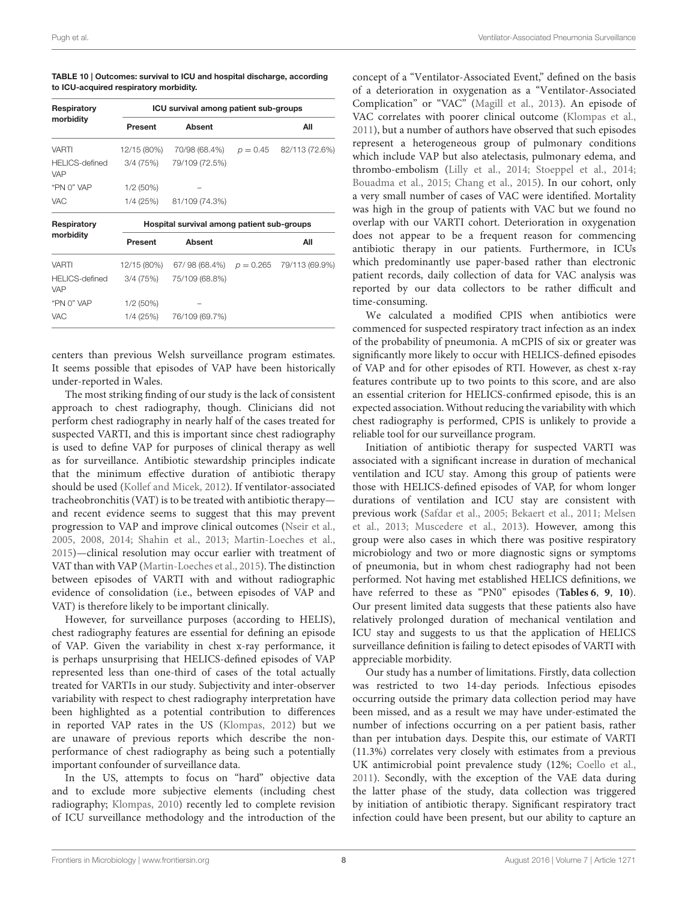**TABLE 10 | Outcomes: survival to ICU and hospital discharge, according to ICU-acquired respiratory morbidity.**

| Respiratory morbidity | ICU survival among patient sub-groups | | | |
|---|---|---|---|---|
| | **Present** | **Absent** | | **All** |
| VARTI | 12/15 (80%) | 70/98 (68.4%) | $p = 0.45$ | 82/113 (72.6%) |
| HELICS-defined VAP | 3/4 (75%) | 79/109 (72.5%) | | |
| "PN 0" VAP | 1/2 (50%) | – | | |
| VAC | 1/4 (25%) | 81/109 (74.3%) | | |
| **Respiratory morbidity** | **Hospital survival among patient sub-groups** | | | |
| | **Present** | **Absent** | | **All** |
| VARTI | 12/15 (80%) | 67/ 98 (68.4%) | $p = 0.265$ | 79/113 (69.9%) |
| HELICS-defined VAP | 3/4 (75%) | 75/109 (68.8%) | | |
| "PN 0" VAP | 1/2 (50%) | – | | |
| VAC | 1/4 (25%) | 76/109 (69.7%) | | |

centers than previous Welsh surveillance program estimates. It seems possible that episodes of VAP have been historically under-reported in Wales.

The most striking finding of our study is the lack of consistent approach to chest radiography, though. Clinicians did not perform chest radiography in nearly half of the cases treated for suspected VARTI, and this is important since chest radiography is used to define VAP for purposes of clinical therapy as well as for surveillance. Antibiotic stewardship principles indicate that the minimum effective duration of antibiotic therapy should be used (Kollef and Micek, 2012). If ventilator-associated tracheobronchitis (VAT) is to be treated with antibiotic therapy—and recent evidence seems to suggest that this may prevent progression to VAP and improve clinical outcomes (Nseir et al., 2005, 2008, 2014; Shahin et al., 2013; Martin-Loeches et al., 2015)—clinical resolution may occur earlier with treatment of VAT than with VAP (Martin-Loeches et al., 2015). The distinction between episodes of VARTI with and without radiographic evidence of consolidation (i.e., between episodes of VAP and VAT) is therefore likely to be important clinically.

However, for surveillance purposes (according to HELIS), chest radiography features are essential for defining an episode of VAP. Given the variability in chest x-ray performance, it is perhaps unsurprising that HELICS-defined episodes of VAP represented less than one-third of cases of the total actually treated for VARTIs in our study. Subjectivity and inter-observer variability with respect to chest radiography interpretation have been highlighted as a potential contribution to differences in reported VAP rates in the US (Klompas, 2012) but we are unaware of previous reports which describe the non-performance of chest radiography as being such a potentially important confounder of surveillance data.

In the US, attempts to focus on "hard" objective data and to exclude more subjective elements (including chest radiography; Klompas, 2010) recently led to complete revision of ICU surveillance methodology and the introduction of the concept of a "Ventilator-Associated Event," defined on the basis of a deterioration in oxygenation as a "Ventilator-Associated Complication" or "VAC" (Magill et al., 2013). An episode of VAC correlates with poorer clinical outcome (Klompas et al., 2011), but a number of authors have observed that such episodes represent a heterogeneous group of pulmonary conditions which include VAP but also atelectasis, pulmonary edema, and thrombo-embolism (Lilly et al., 2014; Stoeppel et al., 2014; Bouadma et al., 2015; Chang et al., 2015). In our cohort, only a very small number of cases of VAC were identified. Mortality was high in the group of patients with VAC but we found no overlap with our VARTI cohort. Deterioration in oxygenation does not appear to be a frequent reason for commencing antibiotic therapy in our patients. Furthermore, in ICUs which predominantly use paper-based rather than electronic patient records, daily collection of data for VAC analysis was reported by our data collectors to be rather difficult and time-consuming.

We calculated a modified CPIS when antibiotics were commenced for suspected respiratory tract infection as an index of the probability of pneumonia. A mCPIS of six or greater was significantly more likely to occur with HELICS-defined episodes of VAP and for other episodes of RTI. However, as chest x-ray features contribute up to two points to this score, and are also an essential criterion for HELICS-confirmed episode, this is an expected association. Without reducing the variability with which chest radiography is performed, CPIS is unlikely to provide a reliable tool for our surveillance program.

Initiation of antibiotic therapy for suspected VARTI was associated with a significant increase in duration of mechanical ventilation and ICU stay. Among this group of patients were those with HELICS-defined episodes of VAP, for whom longer durations of ventilation and ICU stay are consistent with previous work (Safdar et al., 2005; Bekaert et al., 2011; Melsen et al., 2013; Muscedere et al., 2013). However, among this group were also cases in which there was positive respiratory microbiology and two or more diagnostic signs or symptoms of pneumonia, but in whom chest radiography had not been performed. Not having met established HELICS definitions, we have referred to these as "PN0" episodes (**Tables 6**, **9**, **10**). Our present limited data suggests that these patients also have relatively prolonged duration of mechanical ventilation and ICU stay and suggests to us that the application of HELICS surveillance definition is failing to detect episodes of VARTI with appreciable morbidity.

Our study has a number of limitations. Firstly, data collection was restricted to two 14-day periods. Infectious episodes occurring outside the primary data collection period may have been missed, and as a result we may have under-estimated the number of infections occurring on a per patient basis, rather than per intubation days. Despite this, our estimate of VARTI (11.3%) correlates very closely with estimates from a previous UK antimicrobial point prevalence study (12%; Coello et al., 2011). Secondly, with the exception of the VAE data during the latter phase of the study, data collection was triggered by initiation of antibiotic therapy. Significant respiratory tract infection could have been present, but our ability to capture an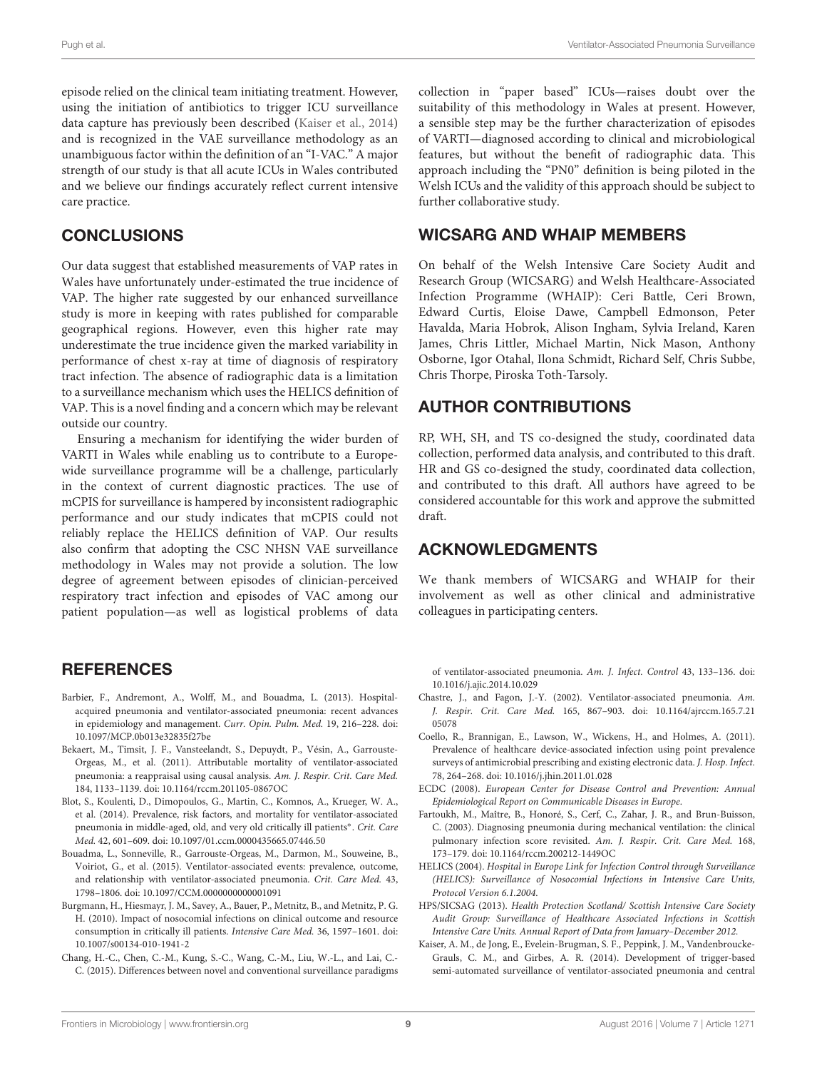episode relied on the clinical team initiating treatment. However, using the initiation of antibiotics to trigger ICU surveillance data capture has previously been described (Kaiser et al., 2014) and is recognized in the VAE surveillance methodology as an unambiguous factor within the definition of an "I-VAC." A major strength of our study is that all acute ICUs in Wales contributed and we believe our findings accurately reflect current intensive care practice.

## CONCLUSIONS

Our data suggest that established measurements of VAP rates in Wales have unfortunately under-estimated the true incidence of VAP. The higher rate suggested by our enhanced surveillance study is more in keeping with rates published for comparable geographical regions. However, even this higher rate may underestimate the true incidence given the marked variability in performance of chest x-ray at time of diagnosis of respiratory tract infection. The absence of radiographic data is a limitation to a surveillance mechanism which uses the HELICS definition of VAP. This is a novel finding and a concern which may be relevant outside our country.

Ensuring a mechanism for identifying the wider burden of VARTI in Wales while enabling us to contribute to a Europe-wide surveillance programme will be a challenge, particularly in the context of current diagnostic practices. The use of mCPIS for surveillance is hampered by inconsistent radiographic performance and our study indicates that mCPIS could not reliably replace the HELICS definition of VAP. Our results also confirm that adopting the CSC NHSN VAE surveillance methodology in Wales may not provide a solution. The low degree of agreement between episodes of clinician-perceived respiratory tract infection and episodes of VAC among our patient population—as well as logistical problems of data collection in "paper based" ICUs—raises doubt over the suitability of this methodology in Wales at present. However, a sensible step may be the further characterization of episodes of VARTI—diagnosed according to clinical and microbiological features, but without the benefit of radiographic data. This approach including the "PN0" definition is being piloted in the Welsh ICUs and the validity of this approach should be subject to further collaborative study.

## WICSARG AND WHAIP MEMBERS

On behalf of the Welsh Intensive Care Society Audit and Research Group (WICSARG) and Welsh Healthcare-Associated Infection Programme (WHAIP): Ceri Battle, Ceri Brown, Edward Curtis, Eloise Dawe, Campbell Edmonson, Peter Havalda, Maria Hobrok, Alison Ingham, Sylvia Ireland, Karen James, Chris Littler, Michael Martin, Nick Mason, Anthony Osborne, Igor Otahal, Ilona Schmidt, Richard Self, Chris Subbe, Chris Thorpe, Piroska Toth-Tarsoly.

## AUTHOR CONTRIBUTIONS

RP, WH, SH, and TS co-designed the study, coordinated data collection, performed data analysis, and contributed to this draft. HR and GS co-designed the study, coordinated data collection, and contributed to this draft. All authors have agreed to be considered accountable for this work and approve the submitted draft.

## ACKNOWLEDGMENTS

We thank members of WICSARG and WHAIP for their involvement as well as other clinical and administrative colleagues in participating centers.

## REFERENCES

Barbier, F., Andremont, A., Wolff, M., and Bouadma, L. (2013). Hospital-acquired pneumonia and ventilator-associated pneumonia: recent advances in epidemiology and management. *Curr. Opin. Pulm. Med.* 19, 216–228. doi: 10.1097/MCP.0b013e32835f27be

Bekaert, M., Timsit, J. F., Vansteelandt, S., Depuydt, P., Vésin, A., Garrouste-Orgeas, M., et al. (2011). Attributable mortality of ventilator-associated pneumonia: a reappraisal using causal analysis. *Am. J. Respir. Crit. Care Med.* 184, 1133–1139. doi: 10.1164/rccm.201105-0867OC

Blot, S., Koulenti, D., Dimopoulos, G., Martin, C., Komnos, A., Krueger, W. A., et al. (2014). Prevalence, risk factors, and mortality for ventilator-associated pneumonia in middle-aged, old, and very old critically ill patients*. *Crit. Care Med.* 42, 601–609. doi: 10.1097/01.ccm.0000435665.07446.50

Bouadma, L., Sonneville, R., Garrouste-Orgeas, M., Darmon, M., Souweine, B., Voiriot, G., et al. (2015). Ventilator-associated events: prevalence, outcome, and relationship with ventilator-associated pneumonia. *Crit. Care Med.* 43, 1798–1806. doi: 10.1097/CCM.0000000000001091

Burgmann, H., Hiesmayr, J. M., Savey, A., Bauer, P., Metnitz, B., and Metnitz, P. G. H. (2010). Impact of nosocomial infections on clinical outcome and resource consumption in critically ill patients. *Intensive Care Med.* 36, 1597–1601. doi: 10.1007/s00134-010-1941-2

Chang, H.-C., Chen, C.-M., Kung, S.-C., Wang, C.-M., Liu, W.-L., and Lai, C.-C. (2015). Differences between novel and conventional surveillance paradigms of ventilator-associated pneumonia. *Am. J. Infect. Control* 43, 133–136. doi: 10.1016/j.ajic.2014.10.029

Chastre, J., and Fagon, J.-Y. (2002). Ventilator-associated pneumonia. *Am. J. Respir. Crit. Care Med.* 165, 867–903. doi: 10.1164/ajrccm.165.7.2105078

Coello, R., Brannigan, E., Lawson, W., Wickens, H., and Holmes, A. (2011). Prevalence of healthcare device-associated infection using point prevalence surveys of antimicrobial prescribing and existing electronic data. *J. Hosp. Infect.* 78, 264–268. doi: 10.1016/j.jhin.2011.01.028

ECDC (2008). *European Center for Disease Control and Prevention: Annual Epidemiological Report on Communicable Diseases in Europe*.

Fartoukh, M., Maître, B., Honoré, S., Cerf, C., Zahar, J. R., and Brun-Buisson, C. (2003). Diagnosing pneumonia during mechanical ventilation: the clinical pulmonary infection score revisited. *Am. J. Respir. Crit. Care Med.* 168, 173–179. doi: 10.1164/rccm.200212-1449OC

HELICS (2004). *Hospital in Europe Link for Infection Control through Surveillance (HELICS): Surveillance of Nosocomial Infections in Intensive Care Units, Protocol Version 6.1.2004*.

HPS/SICSAG (2013). *Health Protection Scotland/ Scottish Intensive Care Society Audit Group: Surveillance of Healthcare Associated Infections in Scottish Intensive Care Units. Annual Report of Data from January–December 2012*.

Kaiser, A. M., de Jong, E., Evelein-Brugman, S. F., Peppink, J. M., Vandenbroucke-Grauls, C. M., and Girbes, A. R. (2014). Development of trigger-based semi-automated surveillance of ventilator-associated pneumonia and central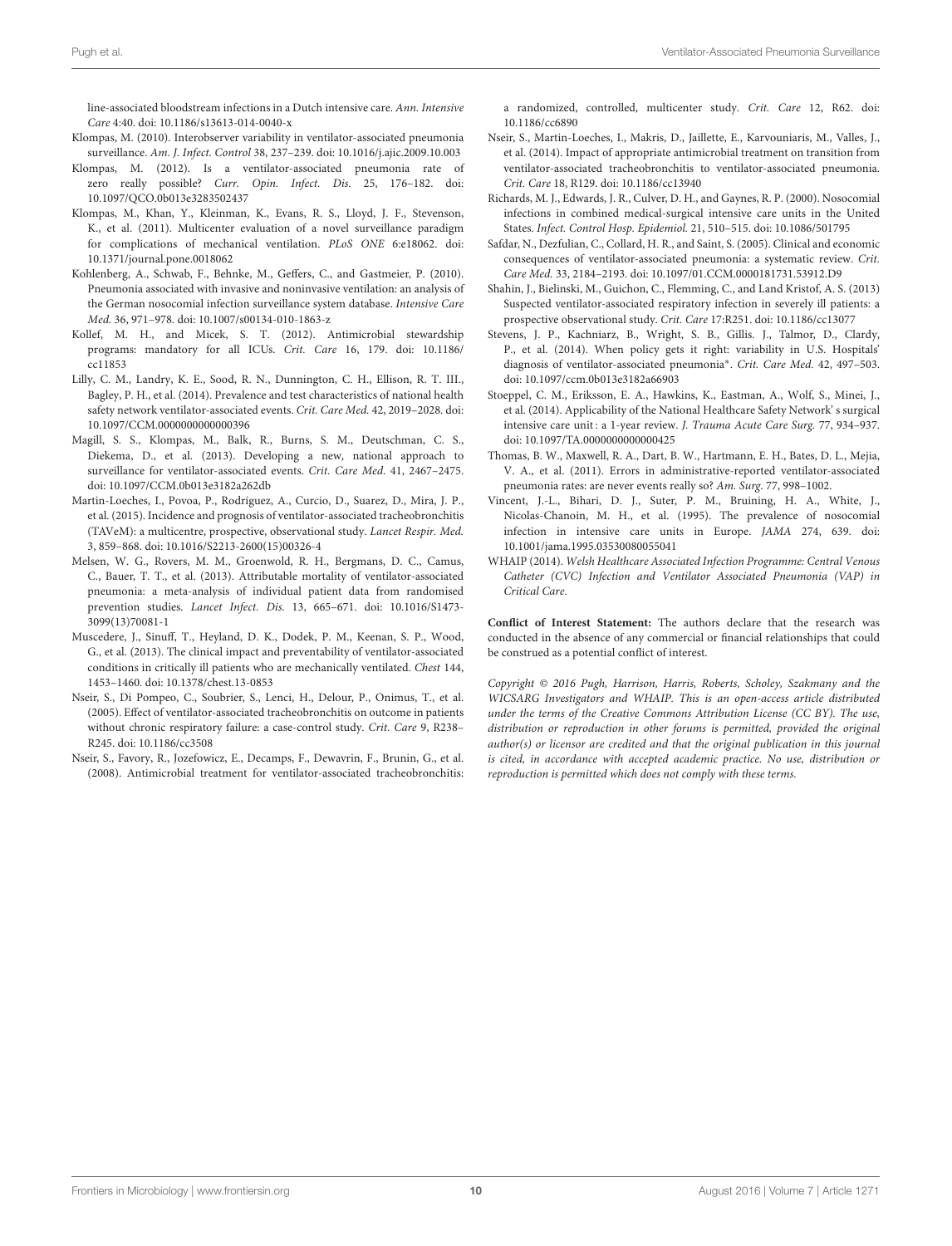line-associated bloodstream infections in a Dutch intensive care. *Ann. Intensive Care* 4:40. doi: 10.1186/s13613-014-0040-x

Klompas, M. (2010). Interobserver variability in ventilator-associated pneumonia surveillance. *Am. J. Infect. Control* 38, 237–239. doi: 10.1016/j.ajic.2009.10.003

Klompas, M. (2012). Is a ventilator-associated pneumonia rate of zero really possible? *Curr. Opin. Infect. Dis.* 25, 176–182. doi: 10.1097/QCO.0b013e3283502437

Klompas, M., Khan, Y., Kleinman, K., Evans, R. S., Lloyd, J. F., Stevenson, K., et al. (2011). Multicenter evaluation of a novel surveillance paradigm for complications of mechanical ventilation. *PLoS ONE* 6:e18062. doi: 10.1371/journal.pone.0018062

Kohlenberg, A., Schwab, F., Behnke, M., Geffers, C., and Gastmeier, P. (2010). Pneumonia associated with invasive and noninvasive ventilation: an analysis of the German nosocomial infection surveillance system database. *Intensive Care Med.* 36, 971–978. doi: 10.1007/s00134-010-1863-z

Kollef, M. H., and Micek, S. T. (2012). Antimicrobial stewardship programs: mandatory for all ICUs. *Crit. Care* 16, 179. doi: 10.1186/cc11853

Lilly, C. M., Landry, K. E., Sood, R. N., Dunnington, C. H., Ellison, R. T. III., Bagley, P. H., et al. (2014). Prevalence and test characteristics of national health safety network ventilator-associated events. *Crit. Care Med.* 42, 2019–2028. doi: 10.1097/CCM.0000000000000396

Magill, S. S., Klompas, M., Balk, R., Burns, S. M., Deutschman, C. S., Diekema, D., et al. (2013). Developing a new, national approach to surveillance for ventilator-associated events. *Crit. Care Med.* 41, 2467–2475. doi: 10.1097/CCM.0b013e3182a262db

Martin-Loeches, I., Povoa, P., Rodríguez, A., Curcio, D., Suarez, D., Mira, J. P., et al. (2015). Incidence and prognosis of ventilator-associated tracheobronchitis (TAVeM): a multicentre, prospective, observational study. *Lancet Respir. Med.* 3, 859–868. doi: 10.1016/S2213-2600(15)00326-4

Melsen, W. G., Rovers, M. M., Groenwold, R. H., Bergmans, D. C., Camus, C., Bauer, T. T., et al. (2013). Attributable mortality of ventilator-associated pneumonia: a meta-analysis of individual patient data from randomised prevention studies. *Lancet Infect. Dis.* 13, 665–671. doi: 10.1016/S1473-3099(13)70081-1

Muscedere, J., Sinuff, T., Heyland, D. K., Dodek, P. M., Keenan, S. P., Wood, G., et al. (2013). The clinical impact and preventability of ventilator-associated conditions in critically ill patients who are mechanically ventilated. *Chest* 144, 1453–1460. doi: 10.1378/chest.13-0853

Nseir, S., Di Pompeo, C., Soubrier, S., Lenci, H., Delour, P., Onimus, T., et al. (2005). Effect of ventilator-associated tracheobronchitis on outcome in patients without chronic respiratory failure: a case-control study. *Crit. Care* 9, R238–R245. doi: 10.1186/cc3508

Nseir, S., Favory, R., Jozefowicz, E., Decamps, F., Dewavrin, F., Brunin, G., et al. (2008). Antimicrobial treatment for ventilator-associated tracheobronchitis: a randomized, controlled, multicenter study. *Crit. Care* 12, R62. doi: 10.1186/cc6890

Nseir, S., Martin-Loeches, I., Makris, D., Jaillette, E., Karvouniaris, M., Valles, J., et al. (2014). Impact of appropriate antimicrobial treatment on transition from ventilator-associated tracheobronchitis to ventilator-associated pneumonia. *Crit. Care* 18, R129. doi: 10.1186/cc13940

Richards, M. J., Edwards, J. R., Culver, D. H., and Gaynes, R. P. (2000). Nosocomial infections in combined medical-surgical intensive care units in the United States. *Infect. Control Hosp. Epidemiol.* 21, 510–515. doi: 10.1086/501795

Safdar, N., Dezfulian, C., Collard, H. R., and Saint, S. (2005). Clinical and economic consequences of ventilator-associated pneumonia: a systematic review. *Crit. Care Med.* 33, 2184–2193. doi: 10.1097/01.CCM.0000181731.53912.D9

Shahin, J., Bielinski, M., Guichon, C., Flemming, C., and Land Kristof, A. S. (2013) Suspected ventilator-associated respiratory infection in severely ill patients: a prospective observational study. *Crit. Care* 17:R251. doi: 10.1186/cc13077

Stevens, J. P., Kachniarz, B., Wright, S. B., Gillis. J., Talmor, D., Clardy, P., et al. (2014). When policy gets it right: variability in U.S. Hospitals' diagnosis of ventilator-associated pneumonia*. *Crit. Care Med.* 42, 497–503. doi: 10.1097/ccm.0b013e3182a66903

Stoeppel, C. M., Eriksson, E. A., Hawkins, K., Eastman, A., Wolf, S., Minei, J., et al. (2014). Applicability of the National Healthcare Safety Network' s surgical intensive care unit : a 1-year review. *J. Trauma Acute Care Surg.* 77, 934–937. doi: 10.1097/TA.0000000000000425

Thomas, B. W., Maxwell, R. A., Dart, B. W., Hartmann, E. H., Bates, D. L., Mejia, V. A., et al. (2011). Errors in administrative-reported ventilator-associated pneumonia rates: are never events really so? *Am. Surg.* 77, 998–1002.

Vincent, J.-L., Bihari, D. J., Suter, P. M., Bruining, H. A., White, J., Nicolas-Chanoin, M. H., et al. (1995). The prevalence of nosocomial infection in intensive care units in Europe. *JAMA* 274, 639. doi: 10.1001/jama.1995.03530080055041

WHAIP (2014). *Welsh Healthcare Associated Infection Programme: Central Venous Catheter (CVC) Infection and Ventilator Associated Pneumonia (VAP) in Critical Care.*

**Conflict of Interest Statement:** The authors declare that the research was conducted in the absence of any commercial or financial relationships that could be construed as a potential conflict of interest.

*Copyright © 2016 Pugh, Harrison, Harris, Roberts, Scholey, Szakmany and the WICSARG Investigators and WHAIP. This is an open-access article distributed under the terms of the Creative Commons Attribution License (CC BY). The use, distribution or reproduction in other forums is permitted, provided the original author(s) or licensor are credited and that the original publication in this journal is cited, in accordance with accepted academic practice. No use, distribution or reproduction is permitted which does not comply with these terms.*